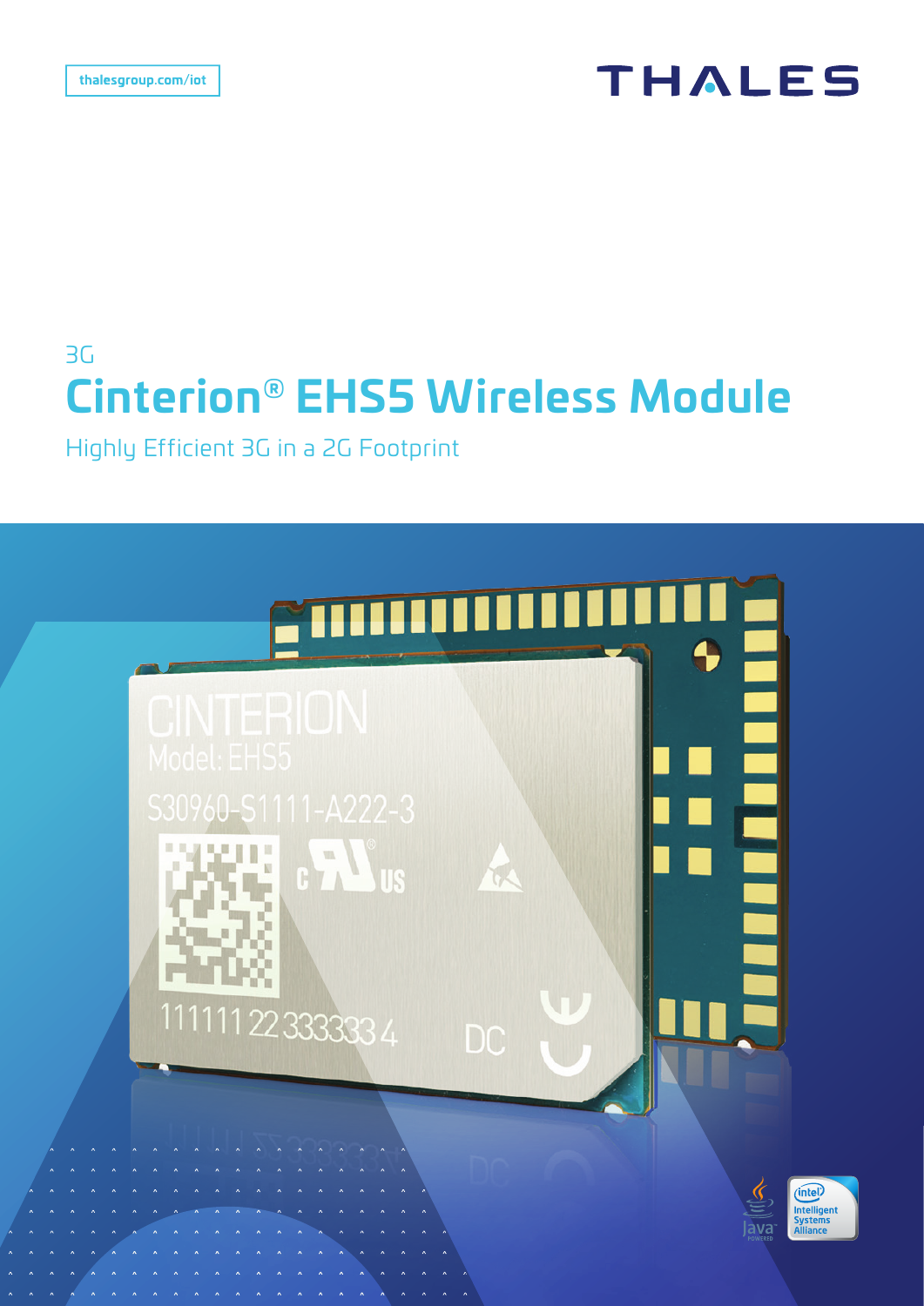thalesgroup.com/iot

THALES

3G

# Cinterion® EHS5 Wireless Module

Highly Efficient 3G in a 2G Footprint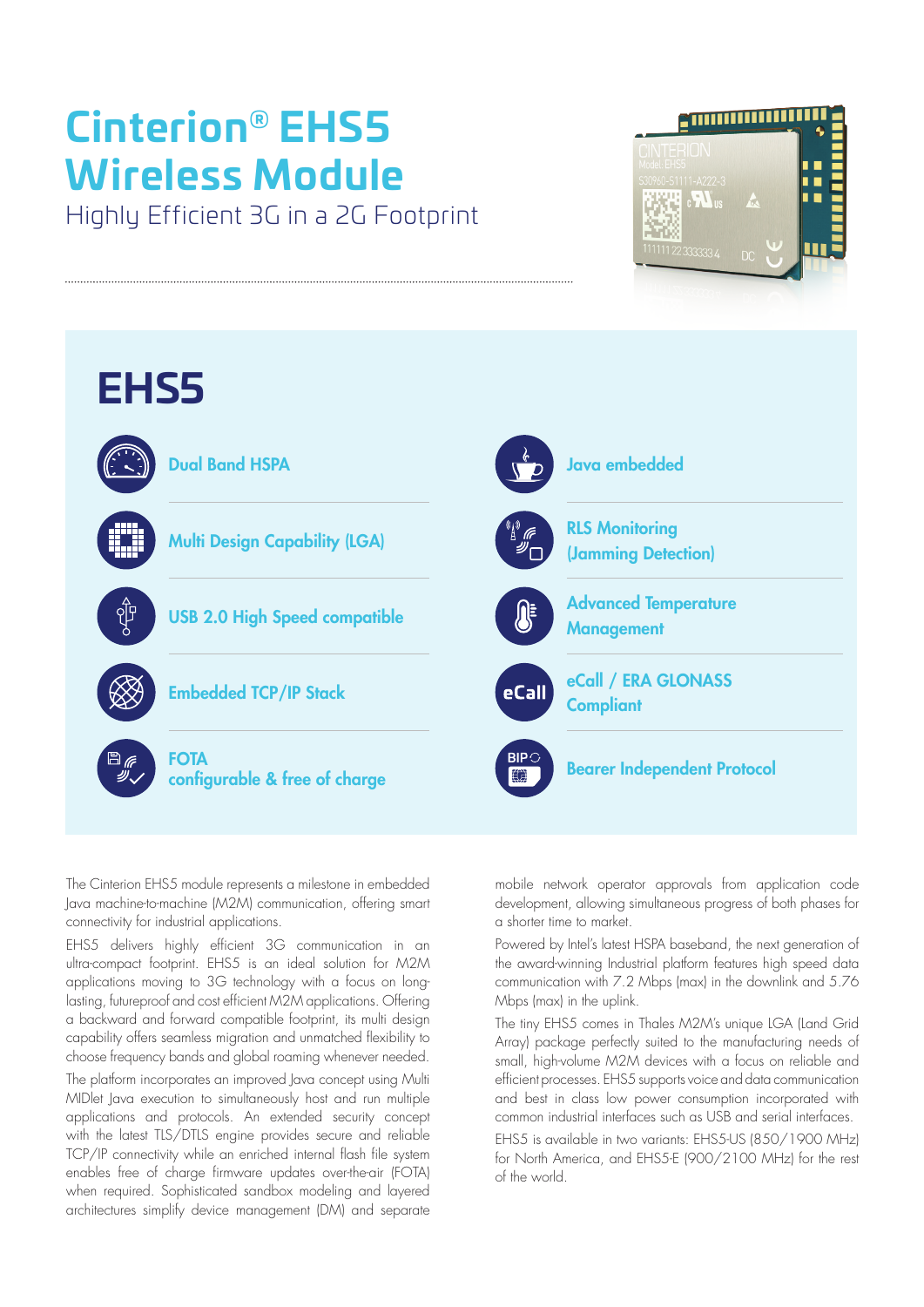# Cinterion® EHS5 Wireless Module

Highly Efficient 3G in a 2G Footprint

## EHS5

- Dual Band HSPA
- Multi Design Capability (LGA)
- USB 2.0 High Speed compatible
- Embedded TCP/IP Stack
- FOTA configurable & free of charge
- Java embedded
- RLS Monitoring (Jamming Detection)
- Advanced Temperature Management
- eCall / ERA GLONASS Compliant
- Bearer Independent Protocol

The Cinterion EHS5 module represents a milestone in embedded Java machine-to-machine (M2M) communication, offering smart connectivity for industrial applications.

EHS5 delivers highly efficient 3G communication in an ultra-compact footprint. EHS5 is an ideal solution for M2M applications moving to 3G technology with a focus on long-lasting, futureproof and cost efficient M2M applications. Offering a backward and forward compatible footprint, its multi design capability offers seamless migration and unmatched flexibility to choose frequency bands and global roaming whenever needed.

The platform incorporates an improved Java concept using Multi MIDlet Java execution to simultaneously host and run multiple applications and protocols. An extended security concept with the latest TLS/DTLS engine provides secure and reliable TCP/IP connectivity while an enriched internal flash file system enables free of charge firmware updates over-the-air (FOTA) when required. Sophisticated sandbox modeling and layered architectures simplify device management (DM) and separate mobile network operator approvals from application code development, allowing simultaneous progress of both phases for a shorter time to market.

Powered by Intel's latest HSPA baseband, the next generation of the award-winning Industrial platform features high speed data communication with 7.2 Mbps (max) in the downlink and 5.76 Mbps (max) in the uplink.

The tiny EHS5 comes in Thales M2M's unique LGA (Land Grid Array) package perfectly suited to the manufacturing needs of small, high-volume M2M devices with a focus on reliable and efficient processes. EHS5 supports voice and data communication and best in class low power consumption incorporated with common industrial interfaces such as USB and serial interfaces.

EHS5 is available in two variants: EHS5-US (850/1900 MHz) for North America, and EHS5-E (900/2100 MHz) for the rest of the world.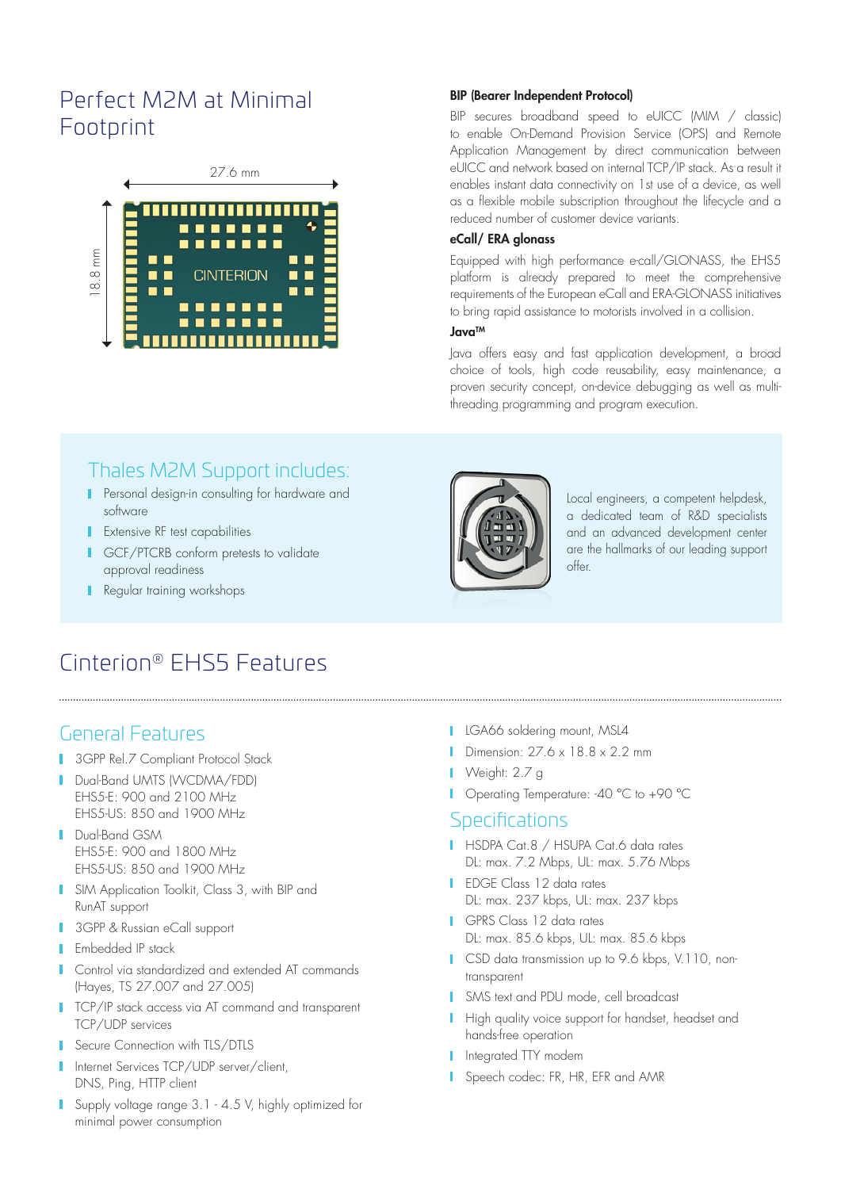# Perfect M2M at Minimal Footprint

27.6 mm

18.8 mm

CINTERION

### BIP (Bearer Independent Protocol)

BIP secures broadband speed to eUICC (MIM / classic) to enable On-Demand Provision Service (OPS) and Remote Application Management by direct communication between eUICC and network based on internal TCP/IP stack. As a result it enables instant data connectivity on 1st use of a device, as well as a flexible mobile subscription throughout the lifecycle and a reduced number of customer device variants.

### eCall/ ERA glonass

Equipped with high performance e-call/GLONASS, the EHS5 platform is already prepared to meet the comprehensive requirements of the European eCall and ERA-GLONASS initiatives to bring rapid assistance to motorists involved in a collision.

### Java™

Java offers easy and fast application development, a broad choice of tools, high code reusability, easy maintenance, a proven security concept, on-device debugging as well as multi-threading programming and program execution.

## Thales M2M Support includes:

- Personal design-in consulting for hardware and software
- Extensive RF test capabilities
- GCF/PTCRB conform pretests to validate approval readiness
- Regular training workshops

Local engineers, a competent helpdesk, a dedicated team of R&D specialists and an advanced development center are the hallmarks of our leading support offer.

# Cinterion® EHS5 Features

## General Features

- 3GPP Rel.7 Compliant Protocol Stack
- Dual-Band UMTS (WCDMA/FDD)
  EHS5-E: 900 and 2100 MHz
  EHS5-US: 850 and 1900 MHz
- Dual-Band GSM
  EHS5-E: 900 and 1800 MHz
  EHS5-US: 850 and 1900 MHz
- SIM Application Toolkit, Class 3, with BIP and RunAT support
- 3GPP & Russian eCall support
- Embedded IP stack
- Control via standardized and extended AT commands (Hayes, TS 27.007 and 27.005)
- TCP/IP stack access via AT command and transparent TCP/UDP services
- Secure Connection with TLS/DTLS
- Internet Services TCP/UDP server/client, DNS, Ping, HTTP client
- Supply voltage range 3.1 - 4.5 V, highly optimized for minimal power consumption
- LGA66 soldering mount, MSL4
- Dimension: 27.6 x 18.8 x 2.2 mm
- Weight: 2.7 g
- Operating Temperature: -40 °C to +90 °C

## Specifications

- HSDPA Cat.8 / HSUPA Cat.6 data rates
  DL: max. 7.2 Mbps, UL: max. 5.76 Mbps
- EDGE Class 12 data rates
  DL: max. 237 kbps, UL: max. 237 kbps
- GPRS Class 12 data rates
  DL: max. 85.6 kbps, UL: max. 85.6 kbps
- CSD data transmission up to 9.6 kbps, V.110, non-transparent
- SMS text and PDU mode, cell broadcast
- High quality voice support for handset, headset and hands-free operation
- Integrated TTY modem
- Speech codec: FR, HR, EFR and AMR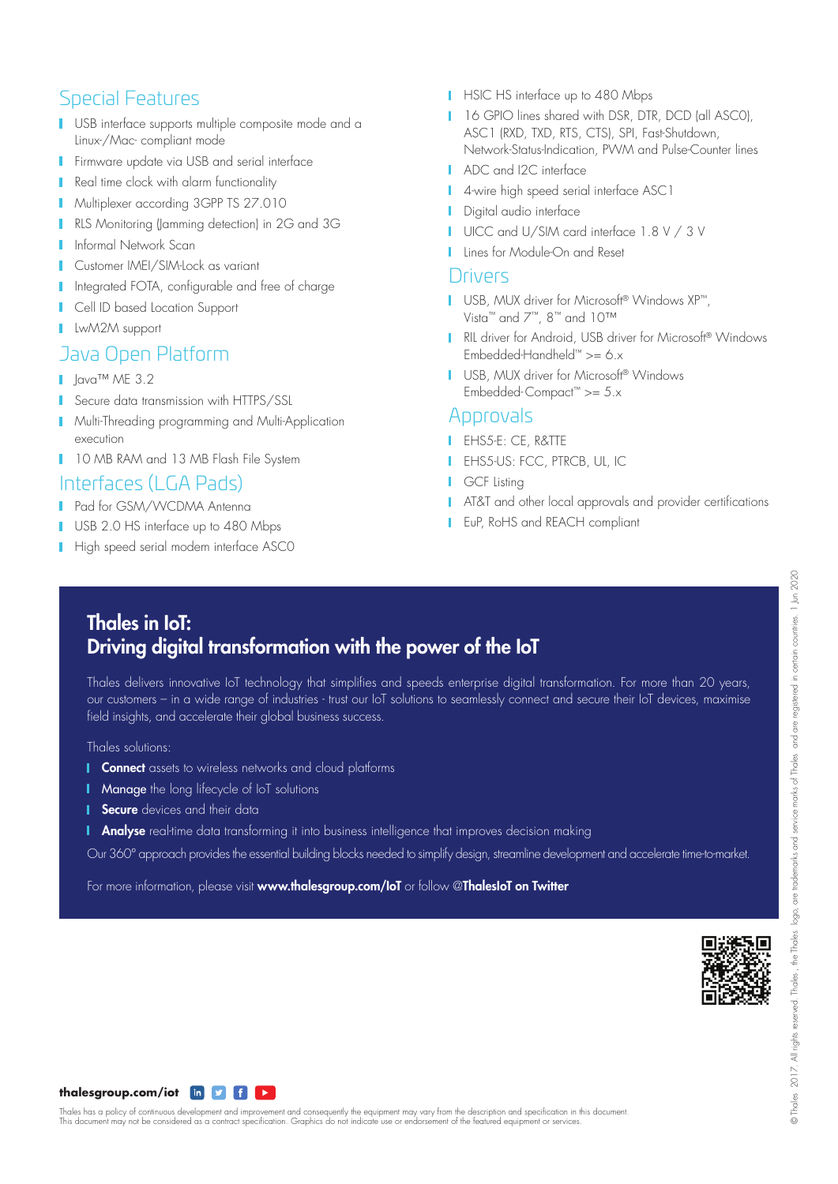## Special Features

- USB interface supports multiple composite mode and a Linux-/Mac- compliant mode
- Firmware update via USB and serial interface
- Real time clock with alarm functionality
- Multiplexer according 3GPP TS 27.010
- RLS Monitoring (Jamming detection) in 2G and 3G
- Informal Network Scan
- Customer IMEI/SIM-Lock as variant
- Integrated FOTA, configurable and free of charge
- Cell ID based Location Support
- LwM2M support

## Java Open Platform

- Java™ ME 3.2
- Secure data transmission with HTTPS/SSL
- Multi-Threading programming and Multi-Application execution
- 10 MB RAM and 13 MB Flash File System

## Interfaces (LGA Pads)

- Pad for GSM/WCDMA Antenna
- USB 2.0 HS interface up to 480 Mbps
- High speed serial modem interface ASC0
- HSIC HS interface up to 480 Mbps
- 16 GPIO lines shared with DSR, DTR, DCD (all ASC0), ASC1 (RXD, TXD, RTS, CTS), SPI, Fast-Shutdown, Network-Status-Indication, PWM and Pulse-Counter lines
- ADC and I2C interface
- 4-wire high speed serial interface ASC1
- Digital audio interface
- UICC and U/SIM card interface 1.8 V / 3 V
- Lines for Module-On and Reset

## Drivers

- USB, MUX driver for Microsoft® Windows XP™, Vista™ and 7™, 8™ and 10™
- RIL driver for Android, USB driver for Microsoft® Windows Embedded-Handheld™ >= 6.x
- USB, MUX driver for Microsoft® Windows Embedded-Compact™ >= 5.x

## Approvals

- EHS5-E: CE, R&TTE
- EHS5-US: FCC, PTRCB, UL, IC
- GCF Listing
- AT&T and other local approvals and provider certifications
- EuP, RoHS and REACH compliant

## Thales in IoT: Driving digital transformation with the power of the IoT

Thales delivers innovative IoT technology that simplifies and speeds enterprise digital transformation. For more than 20 years, our customers – in a wide range of industries - trust our IoT solutions to seamlessly connect and secure their IoT devices, maximise field insights, and accelerate their global business success.

Thales solutions:

- **Connect** assets to wireless networks and cloud platforms
- **Manage** the long lifecycle of IoT solutions
- **Secure** devices and their data
- **Analyse** real-time data transforming it into business intelligence that improves decision making

Our 360° approach provides the essential building blocks needed to simplify design, streamline development and accelerate time-to-market.

For more information, please visit **www.thalesgroup.com/IoT** or follow **@ThalesIoT on Twitter**

**thalesgroup.com/iot**

Thales has a policy of continuous development and improvement and consequently the equipment may vary from the description and specification in this document. This document may not be considered as a contract specification. Graphics do not indicate use or endorsement of the featured equipment or services.

© Thales 2017. All rights reserved. Thales, the Thales logo, are trademarks and service marks of Thales and are registered in certain countries. 1 Jun 2020